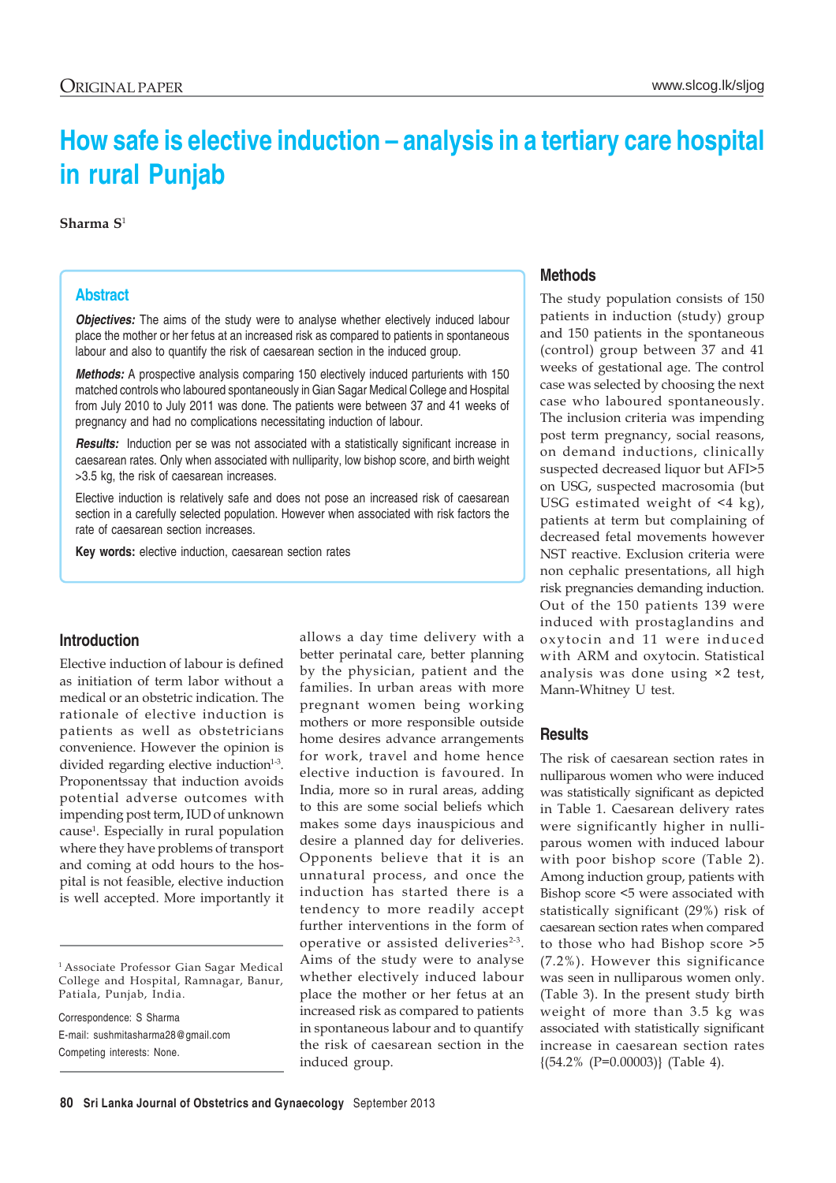ORIGINAL PAPER

# How safe is elective induction – analysis in a tertiary care hospital in rural Punjab

**Sharma S**[1]

## Abstract

***Objectives:*** The aims of the study were to analyse whether electively induced labour place the mother or her fetus at an increased risk as compared to patients in spontaneous labour and also to quantify the risk of caesarean section in the induced group.

***Methods:*** A prospective analysis comparing 150 electively induced parturients with 150 matched controls who laboured spontaneously in Gian Sagar Medical College and Hospital from July 2010 to July 2011 was done. The patients were between 37 and 41 weeks of pregnancy and had no complications necessitating induction of labour.

***Results:*** Induction per se was not associated with a statistically significant increase in caesarean rates. Only when associated with nulliparity, low bishop score, and birth weight >3.5 kg, the risk of caesarean increases.

Elective induction is relatively safe and does not pose an increased risk of caesarean section in a carefully selected population. However when associated with risk factors the rate of caesarean section increases.

**Key words:** elective induction, caesarean section rates

## Introduction

Elective induction of labour is defined as initiation of term labor without a medical or an obstetric indication. The rationale of elective induction is patients as well as obstetricians convenience. However the opinion is divided regarding elective induction[1-3]. Proponentssay that induction avoids potential adverse outcomes with impending post term, IUD of unknown cause[1]. Especially in rural population where they have problems of transport and coming at odd hours to the hospital is not feasible, elective induction is well accepted. More importantly it allows a day time delivery with a better perinatal care, better planning by the physician, patient and the families. In urban areas with more pregnant women being working mothers or more responsible outside home desires advance arrangements for work, travel and home hence elective induction is favoured. In India, more so in rural areas, adding to this are some social beliefs which makes some days inauspicious and desire a planned day for deliveries. Opponents believe that it is an unnatural process, and once the induction has started there is a tendency to more readily accept further interventions in the form of operative or assisted deliveries[2-3]. Aims of the study were to analyse whether electively induced labour place the mother or her fetus at an increased risk as compared to patients in spontaneous labour and to quantify the risk of caesarean section in the induced group.

[1] Associate Professor Gian Sagar Medical College and Hospital, Ramnagar, Banur, Patiala, Punjab, India.

Correspondence: S Sharma
E-mail: sushmitasharma28@gmail.com
Competing interests: None.

## Methods

The study population consists of 150 patients in induction (study) group and 150 patients in the spontaneous (control) group between 37 and 41 weeks of gestational age. The control case was selected by choosing the next case who laboured spontaneously. The inclusion criteria was impending post term pregnancy, social reasons, on demand inductions, clinically suspected decreased liquor but AFI>5 on USG, suspected macrosomia (but USG estimated weight of <4 kg), patients at term but complaining of decreased fetal movements however NST reactive. Exclusion criteria were non cephalic presentations, all high risk pregnancies demanding induction. Out of the 150 patients 139 were induced with prostaglandins and oxytocin and 11 were induced with ARM and oxytocin. Statistical analysis was done using $\times 2$ test, Mann-Whitney U test.

## Results

The risk of caesarean section rates in nulliparous women who were induced was statistically significant as depicted in Table 1. Caesarean delivery rates were significantly higher in nulliparous women with induced labour with poor bishop score (Table 2). Among induction group, patients with Bishop score <5 were associated with statistically significant (29%) risk of caesarean section rates when compared to those who had Bishop score >5 (7.2%). However this significance was seen in nulliparous women only. (Table 3). In the present study birth weight of more than 3.5 kg was associated with statistically significant increase in caesarean section rates {(54.2% (P=0.00003)} (Table 4).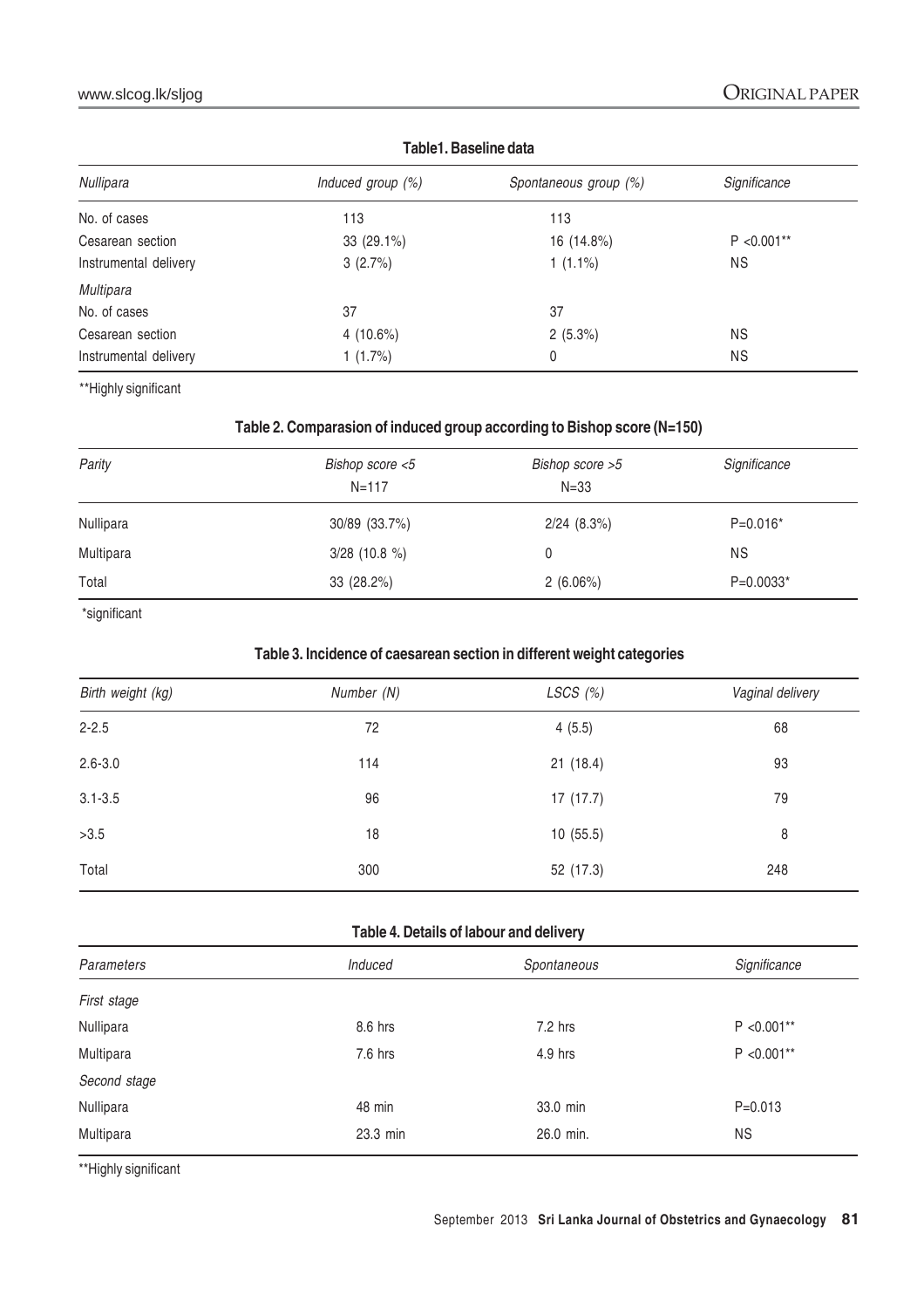**Table1. Baseline data**

| *Nullipara* | *Induced group (%)* | *Spontaneous group (%)* | *Significance* |
|---|---|---|---|
| No. of cases | 113 | 113 | |
| Cesarean section | 33 (29.1%) | 16 (14.8%) | P <0.001** |
| Instrumental delivery | 3 (2.7%) | 1 (1.1%) | NS |
| *Multipara* | | | |
| No. of cases | 37 | 37 | |
| Cesarean section | 4 (10.6%) | 2 (5.3%) | NS |
| Instrumental delivery | 1 (1.7%) | 0 | NS |

**Highly significant

**Table 2. Comparasion of induced group according to Bishop score (N=150)**

| *Parity* | *Bishop score <5* N=117 | *Bishop score >5* N=33 | *Significance* |
|---|---|---|---|
| Nullipara | 30/89 (33.7%) | 2/24 (8.3%) | P=0.016* |
| Multipara | 3/28 (10.8 %) | 0 | NS |
| Total | 33 (28.2%) | 2 (6.06%) | P=0.0033* |

*significant

**Table 3. Incidence of caesarean section in different weight categories**

| *Birth weight (kg)* | *Number (N)* | *LSCS (%)* | *Vaginal delivery* |
|---|---|---|---|
| 2-2.5 | 72 | 4 (5.5) | 68 |
| 2.6-3.0 | 114 | 21 (18.4) | 93 |
| 3.1-3.5 | 96 | 17 (17.7) | 79 |
| >3.5 | 18 | 10 (55.5) | 8 |
| Total | 300 | 52 (17.3) | 248 |

**Table 4. Details of labour and delivery**

| *Parameters* | *Induced* | *Spontaneous* | *Significance* |
|---|---|---|---|
| *First stage* | | | |
| Nullipara | 8.6 hrs | 7.2 hrs | P <0.001** |
| Multipara | 7.6 hrs | 4.9 hrs | P <0.001** |
| *Second stage* | | | |
| Nullipara | 48 min | 33.0 min | P=0.013 |
| Multipara | 23.3 min | 26.0 min. | NS |

**Highly significant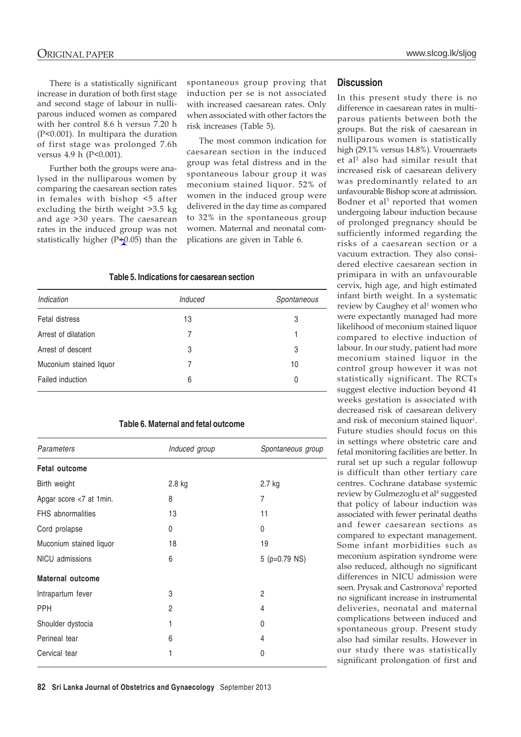There is a statistically significant increase in duration of both first stage and second stage of labour in nulliparous induced women as compared with her control 8.6 h versus 7.20 h ($P<0.001$). In multipara the duration of first stage was prolonged 7.6h versus 4.9 h ($P<0.001$).

Further both the groups were analysed in the nulliparous women by comparing the caesarean section rates in females with bishop <5 after excluding the birth weight >3.5 kg and age >30 years. The caesarean rates in the induced group was not statistically higher ($P+0.05$) than the spontaneous group proving that induction per se is not associated with increased caesarean rates. Only when associated with other factors the risk increases (Table 5).

The most common indication for caesarean section in the induced group was fetal distress and in the spontaneous labour group it was meconium stained liquor. 52% of women in the induced group were delivered in the day time as compared to 32% in the spontaneous group women. Maternal and neonatal complications are given in Table 6.

**Table 5. Indications for caesarean section**

| *Indication* | *Induced* | *Spontaneous* |
|---|---|---|
| Fetal distress | 13 | 3 |
| Arrest of dilatation | 7 | 1 |
| Arrest of descent | 3 | 3 |
| Muconium stained liquor | 7 | 10 |
| Failed induction | 6 | 0 |

**Table 6. Maternal and fetal outcome**

| *Parameters* | *Induced group* | *Spontaneous group* |
|---|---|---|
| **Fetal outcome** | | |
| Birth weight | 2.8 kg | 2.7 kg |
| Apgar score <7 at 1min. | 8 | 7 |
| FHS abnormalities | 13 | 11 |
| Cord prolapse | 0 | 0 |
| Muconium stained liquor | 18 | 19 |
| NICU admissions | 6 | 5 (p=0.79 NS) |
| **Maternal outcome** | | |
| Intrapartum fever | 3 | 2 |
| PPH | 2 | 4 |
| Shoulder dystocia | 1 | 0 |
| Perineal tear | 6 | 4 |
| Cervical tear | 1 | 0 |

## Discussion

In this present study there is no difference in caesarean rates in multiparous patients between both the groups. But the risk of caesarean in nulliparous women is statistically high (29.1% versus 14.8%). Vrouenraets et al[2] also had similar result that increased risk of caesarean delivery was predominantly related to an unfavourable Bishop score at admission. Bodner et al[3] reported that women undergoing labour induction because of prolonged pregnancy should be sufficiently informed regarding the risks of a caesarean section or a vacuum extraction. They also considered elective caesarean section in primipara in with an unfavourable cervix, high age, and high estimated infant birth weight. In a systematic review by Caughey et al[1] women who were expectantly managed had more likelihood of meconium stained liquor compared to elective induction of labour. In our study, patient had more meconium stained liquor in the control group however it was not statistically significant. The RCTs suggest elective induction beyond 41 weeks gestation is associated with decreased risk of caesarean delivery and risk of meconium stained liquor[1]. Future studies should focus on this in settings where obstetric care and fetal monitoring facilities are better. In rural set up such a regular followup is difficult than other tertiary care centres. Cochrane database systemic review by Gulmezoglu et al[4] suggested that policy of labour induction was associated with fewer perinatal deaths and fewer caesarean sections as compared to expectant management. Some infant morbidities such as meconium aspiration syndrome were also reduced, although no significant differences in NICU admission were seen. Prysak and Castronova[5] reported no significant increase in instrumental deliveries, neonatal and maternal complications between induced and spontaneous group. Present study also had similar results. However in our study there was statistically significant prolongation of first and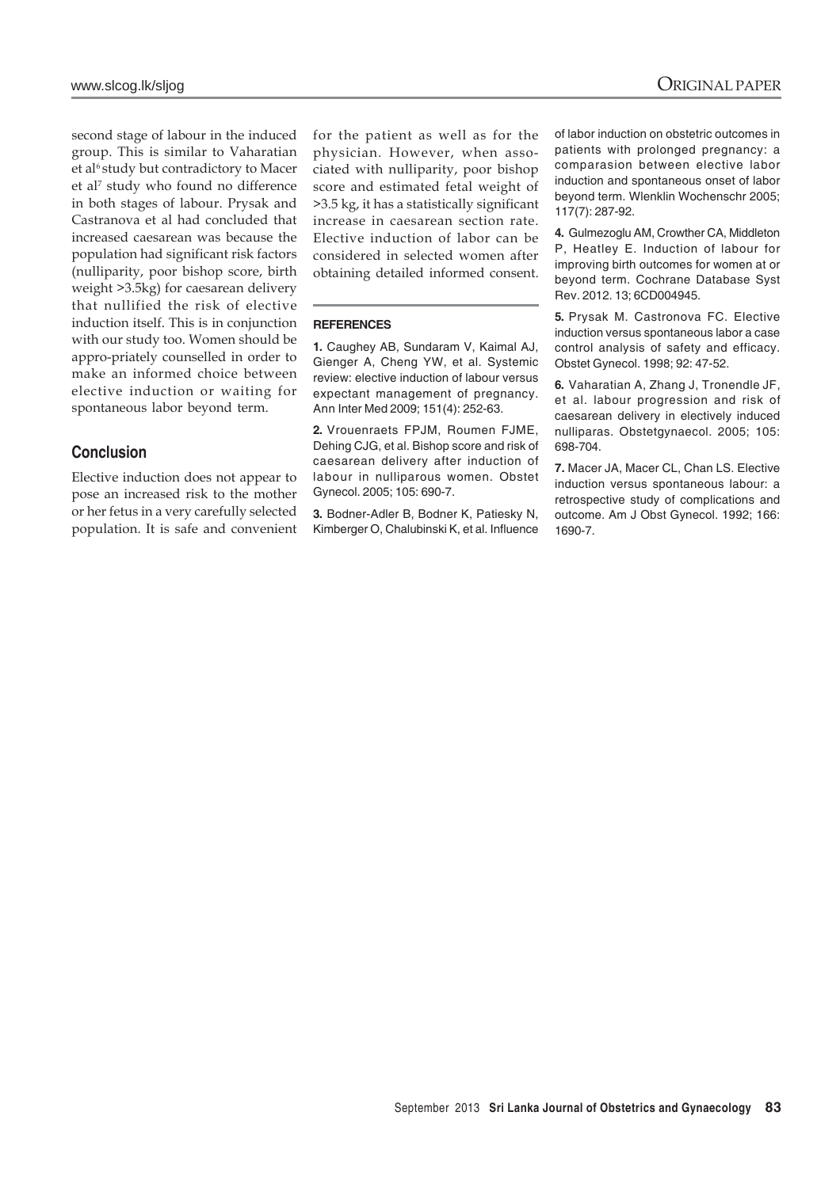second stage of labour in the induced group. This is similar to Vaharatian et al[6] study but contradictory to Macer et al[7] study who found no difference in both stages of labour. Prysak and Castranova et al had concluded that increased caesarean was because the population had significant risk factors (nulliparity, poor bishop score, birth weight >3.5kg) for caesarean delivery that nullified the risk of elective induction itself. This is in conjunction with our study too. Women should be appro-priately counselled in order to make an informed choice between elective induction or waiting for spontaneous labor beyond term.

## Conclusion

Elective induction does not appear to pose an increased risk to the mother or her fetus in a very carefully selected population. It is safe and convenient for the patient as well as for the physician. However, when associated with nulliparity, poor bishop score and estimated fetal weight of >3.5 kg, it has a statistically significant increase in caesarean section rate. Elective induction of labor can be considered in selected women after obtaining detailed informed consent.

## REFERENCES

**1.** Caughey AB, Sundaram V, Kaimal AJ, Gienger A, Cheng YW, et al. Systemic review: elective induction of labour versus expectant management of pregnancy. Ann Inter Med 2009; 151(4): 252-63.

**2.** Vrouenraets FPJM, Roumen FJME, Dehing CJG, et al. Bishop score and risk of caesarean delivery after induction of labour in nulliparous women. Obstet Gynecol. 2005; 105: 690-7.

**3.** Bodner-Adler B, Bodner K, Patiesky N, Kimberger O, Chalubinski K, et al. Influence of labor induction on obstetric outcomes in patients with prolonged pregnancy: a comparasion between elective labor induction and spontaneous onset of labor beyond term. Wlenklin Wochenschr 2005; 117(7): 287-92.

**4.** Gulmezoglu AM, Crowther CA, Middleton P, Heatley E. Induction of labour for improving birth outcomes for women at or beyond term. Cochrane Database Syst Rev. 2012. 13; 6CD004945.

**5.** Prysak M. Castronova FC. Elective induction versus spontaneous labor a case control analysis of safety and efficacy. Obstet Gynecol. 1998; 92: 47-52.

**6.** Vaharatian A, Zhang J, Tronendle JF, et al. labour progression and risk of caesarean delivery in electively induced nulliparas. Obstetgynaecol. 2005; 105: 698-704.

**7.** Macer JA, Macer CL, Chan LS. Elective induction versus spontaneous labour: a retrospective study of complications and outcome. Am J Obst Gynecol. 1992; 166: 1690-7.